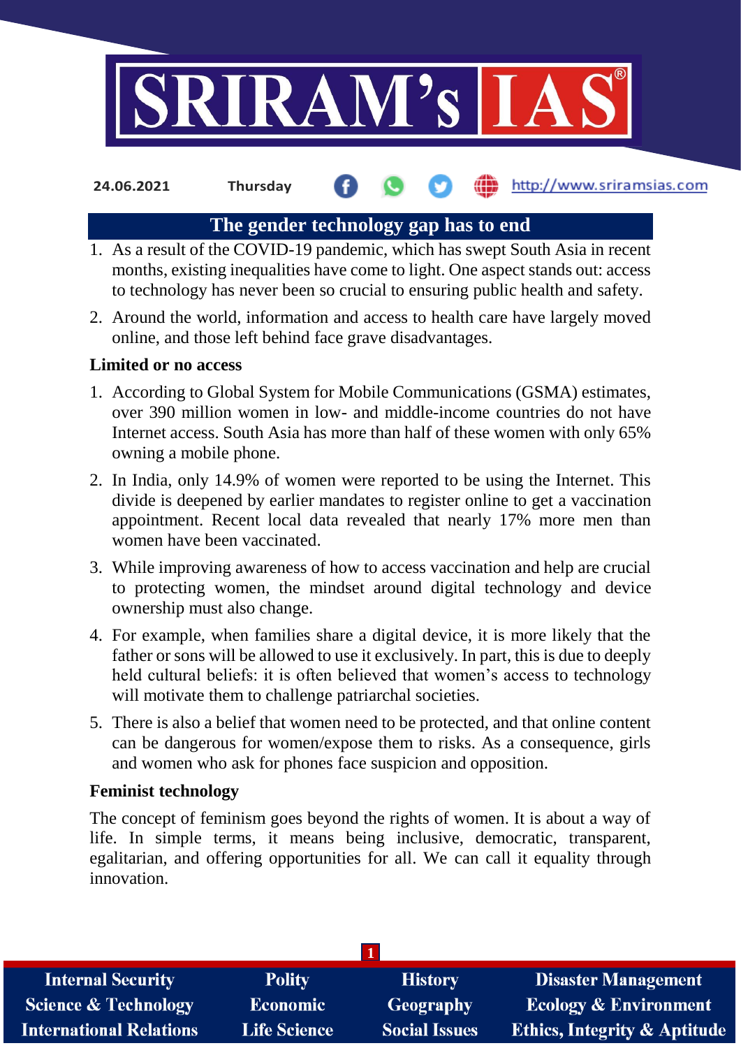## The gender technology gap has to end

1. As a result of the COVID-19 pandemic, which has swept South Asia in recent months, existing inequalities have come to light. One aspect stands out: access to technology has never been so crucial to ensuring public health and safety.
2. Around the world, information and access to health care have largely moved online, and those left behind face grave disadvantages.

### Limited or no access

1. According to Global System for Mobile Communications (GSMA) estimates, over 390 million women in low- and middle-income countries do not have Internet access. South Asia has more than half of these women with only 65% owning a mobile phone.
2. In India, only 14.9% of women were reported to be using the Internet. This divide is deepened by earlier mandates to register online to get a vaccination appointment. Recent local data revealed that nearly 17% more men than women have been vaccinated.
3. While improving awareness of how to access vaccination and help are crucial to protecting women, the mindset around digital technology and device ownership must also change.
4. For example, when families share a digital device, it is more likely that the father or sons will be allowed to use it exclusively. In part, this is due to deeply held cultural beliefs: it is often believed that women's access to technology will motivate them to challenge patriarchal societies.
5. There is also a belief that women need to be protected, and that online content can be dangerous for women/expose them to risks. As a consequence, girls and women who ask for phones face suspicion and opposition.

### Feminist technology

The concept of feminism goes beyond the rights of women. It is about a way of life. In simple terms, it means being inclusive, democratic, transparent, egalitarian, and offering opportunities for all. We can call it equality through innovation.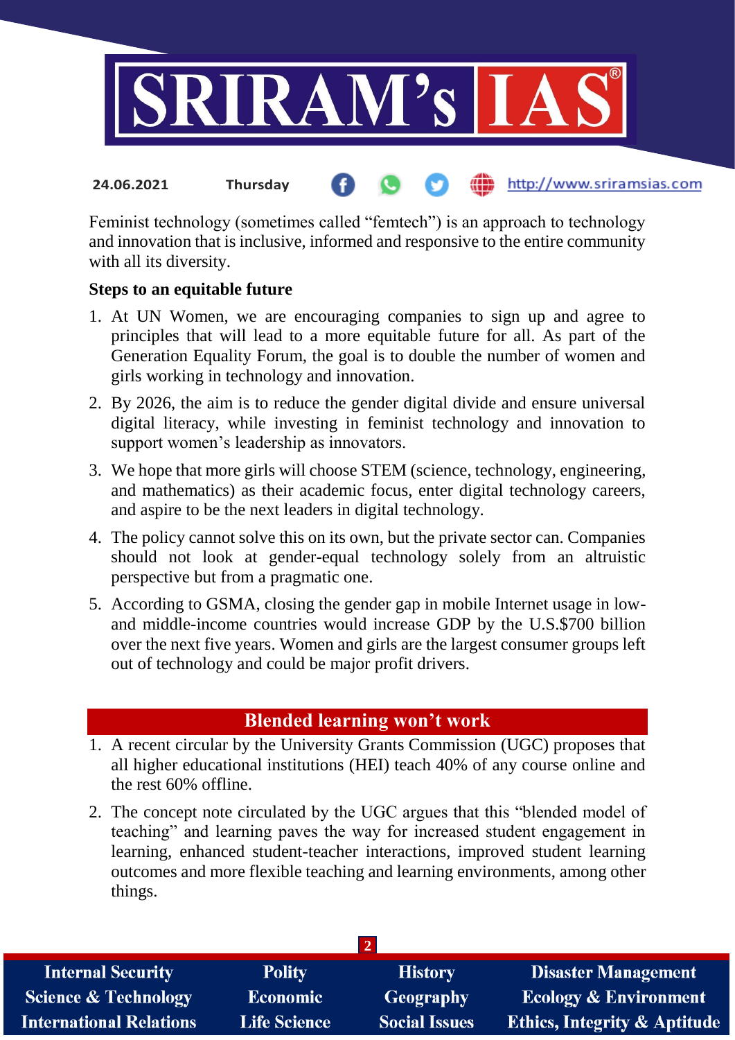Feminist technology (sometimes called "femtech") is an approach to technology and innovation that is inclusive, informed and responsive to the entire community with all its diversity.

**Steps to an equitable future**

1. At UN Women, we are encouraging companies to sign up and agree to principles that will lead to a more equitable future for all. As part of the Generation Equality Forum, the goal is to double the number of women and girls working in technology and innovation.
2. By 2026, the aim is to reduce the gender digital divide and ensure universal digital literacy, while investing in feminist technology and innovation to support women's leadership as innovators.
3. We hope that more girls will choose STEM (science, technology, engineering, and mathematics) as their academic focus, enter digital technology careers, and aspire to be the next leaders in digital technology.
4. The policy cannot solve this on its own, but the private sector can. Companies should not look at gender-equal technology solely from an altruistic perspective but from a pragmatic one.
5. According to GSMA, closing the gender gap in mobile Internet usage in low- and middle-income countries would increase GDP by the U.S.$700 billion over the next five years. Women and girls are the largest consumer groups left out of technology and could be major profit drivers.

## Blended learning won't work

1. A recent circular by the University Grants Commission (UGC) proposes that all higher educational institutions (HEI) teach 40% of any course online and the rest 60% offline.
2. The concept note circulated by the UGC argues that this "blended model of teaching" and learning paves the way for increased student engagement in learning, enhanced student-teacher interactions, improved student learning outcomes and more flexible teaching and learning environments, among other things.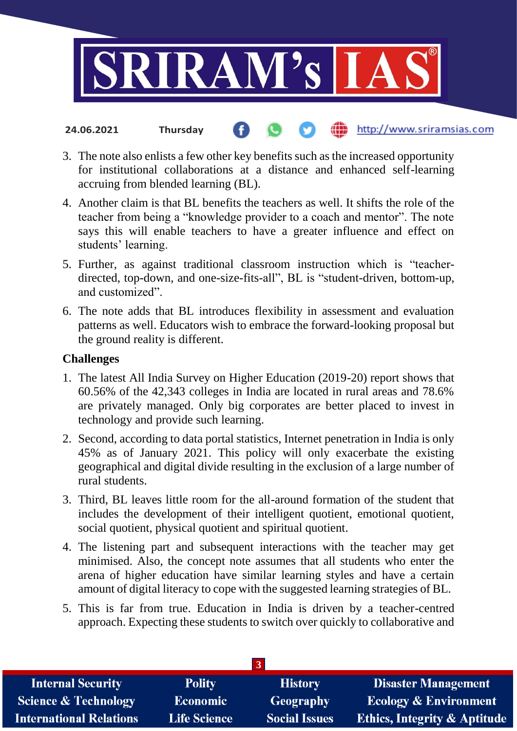3. The note also enlists a few other key benefits such as the increased opportunity for institutional collaborations at a distance and enhanced self-learning accruing from blended learning (BL).
4. Another claim is that BL benefits the teachers as well. It shifts the role of the teacher from being a "knowledge provider to a coach and mentor". The note says this will enable teachers to have a greater influence and effect on students' learning.
5. Further, as against traditional classroom instruction which is "teacher-directed, top-down, and one-size-fits-all", BL is "student-driven, bottom-up, and customized".
6. The note adds that BL introduces flexibility in assessment and evaluation patterns as well. Educators wish to embrace the forward-looking proposal but the ground reality is different.

**Challenges**

1. The latest All India Survey on Higher Education (2019-20) report shows that 60.56% of the 42,343 colleges in India are located in rural areas and 78.6% are privately managed. Only big corporates are better placed to invest in technology and provide such learning.
2. Second, according to data portal statistics, Internet penetration in India is only 45% as of January 2021. This policy will only exacerbate the existing geographical and digital divide resulting in the exclusion of a large number of rural students.
3. Third, BL leaves little room for the all-around formation of the student that includes the development of their intelligent quotient, emotional quotient, social quotient, physical quotient and spiritual quotient.
4. The listening part and subsequent interactions with the teacher may get minimised. Also, the concept note assumes that all students who enter the arena of higher education have similar learning styles and have a certain amount of digital literacy to cope with the suggested learning strategies of BL.
5. This is far from true. Education in India is driven by a teacher-centred approach. Expecting these students to switch over quickly to collaborative and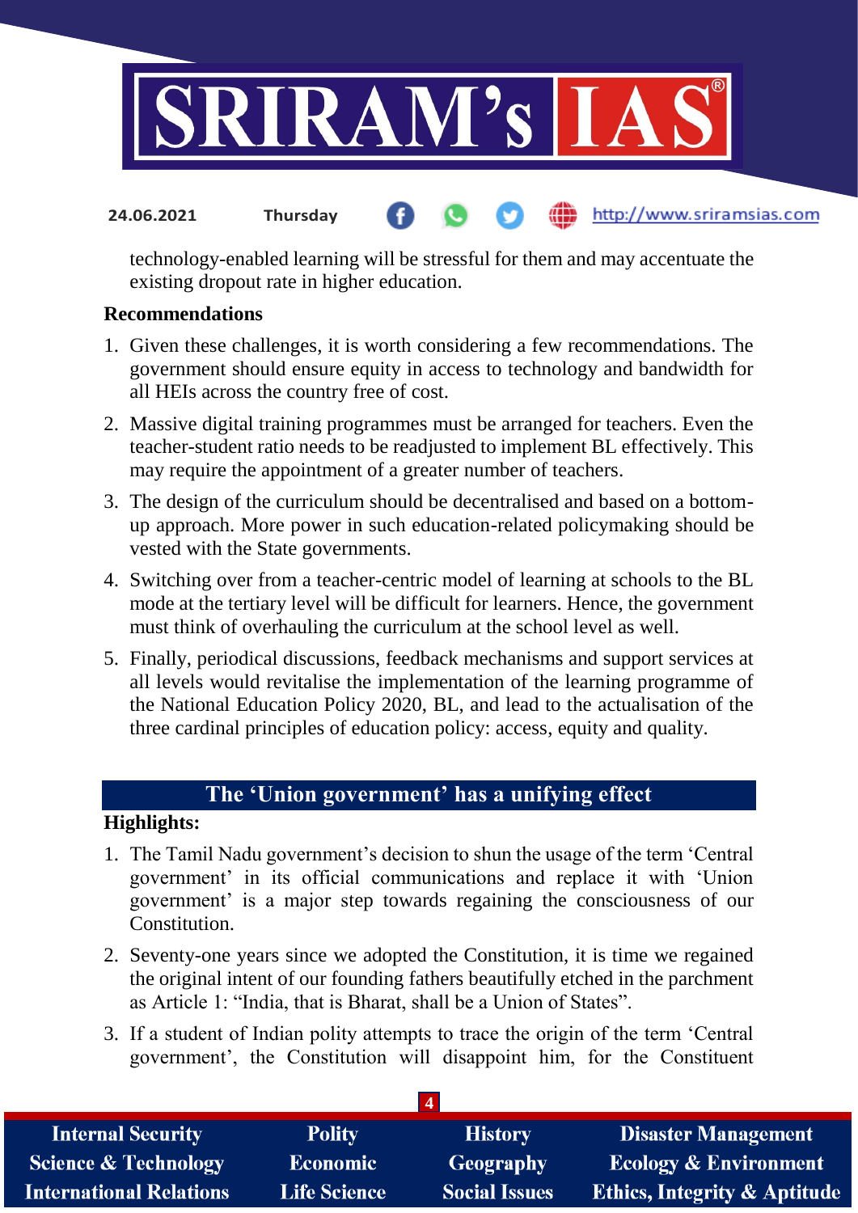technology-enabled learning will be stressful for them and may accentuate the existing dropout rate in higher education.

**Recommendations**

1. Given these challenges, it is worth considering a few recommendations. The government should ensure equity in access to technology and bandwidth for all HEIs across the country free of cost.
2. Massive digital training programmes must be arranged for teachers. Even the teacher-student ratio needs to be readjusted to implement BL effectively. This may require the appointment of a greater number of teachers.
3. The design of the curriculum should be decentralised and based on a bottom-up approach. More power in such education-related policymaking should be vested with the State governments.
4. Switching over from a teacher-centric model of learning at schools to the BL mode at the tertiary level will be difficult for learners. Hence, the government must think of overhauling the curriculum at the school level as well.
5. Finally, periodical discussions, feedback mechanisms and support services at all levels would revitalise the implementation of the learning programme of the National Education Policy 2020, BL, and lead to the actualisation of the three cardinal principles of education policy: access, equity and quality.

## The 'Union government' has a unifying effect

**Highlights:**

1. The Tamil Nadu government's decision to shun the usage of the term 'Central government' in its official communications and replace it with 'Union government' is a major step towards regaining the consciousness of our Constitution.
2. Seventy-one years since we adopted the Constitution, it is time we regained the original intent of our founding fathers beautifully etched in the parchment as Article 1: "India, that is Bharat, shall be a Union of States".
3. If a student of Indian polity attempts to trace the origin of the term 'Central government', the Constitution will disappoint him, for the Constituent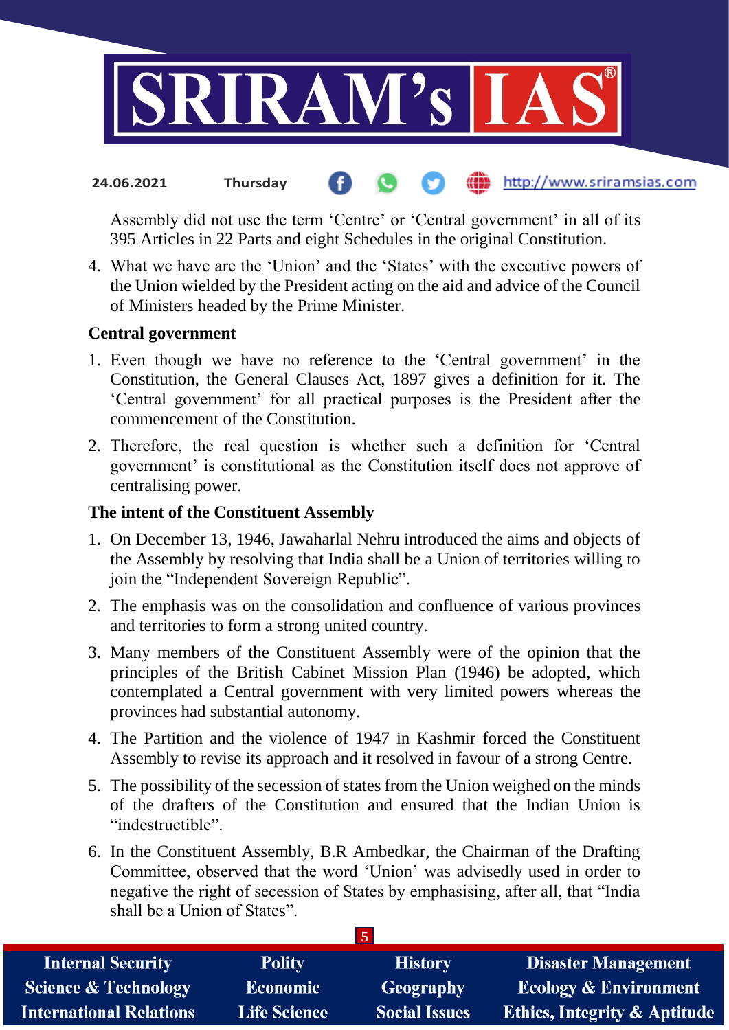Assembly did not use the term ‘Centre’ or ‘Central government’ in all of its 395 Articles in 22 Parts and eight Schedules in the original Constitution.

4. What we have are the ‘Union’ and the ‘States’ with the executive powers of the Union wielded by the President acting on the aid and advice of the Council of Ministers headed by the Prime Minister.

**Central government**

1. Even though we have no reference to the ‘Central government’ in the Constitution, the General Clauses Act, 1897 gives a definition for it. The ‘Central government’ for all practical purposes is the President after the commencement of the Constitution.
2. Therefore, the real question is whether such a definition for ‘Central government’ is constitutional as the Constitution itself does not approve of centralising power.

**The intent of the Constituent Assembly**

1. On December 13, 1946, Jawaharlal Nehru introduced the aims and objects of the Assembly by resolving that India shall be a Union of territories willing to join the “Independent Sovereign Republic”.
2. The emphasis was on the consolidation and confluence of various provinces and territories to form a strong united country.
3. Many members of the Constituent Assembly were of the opinion that the principles of the British Cabinet Mission Plan (1946) be adopted, which contemplated a Central government with very limited powers whereas the provinces had substantial autonomy.
4. The Partition and the violence of 1947 in Kashmir forced the Constituent Assembly to revise its approach and it resolved in favour of a strong Centre.
5. The possibility of the secession of states from the Union weighed on the minds of the drafters of the Constitution and ensured that the Indian Union is “indestructible”.
6. In the Constituent Assembly, B.R Ambedkar, the Chairman of the Drafting Committee, observed that the word ‘Union’ was advisedly used in order to negative the right of secession of States by emphasising, after all, that “India shall be a Union of States”.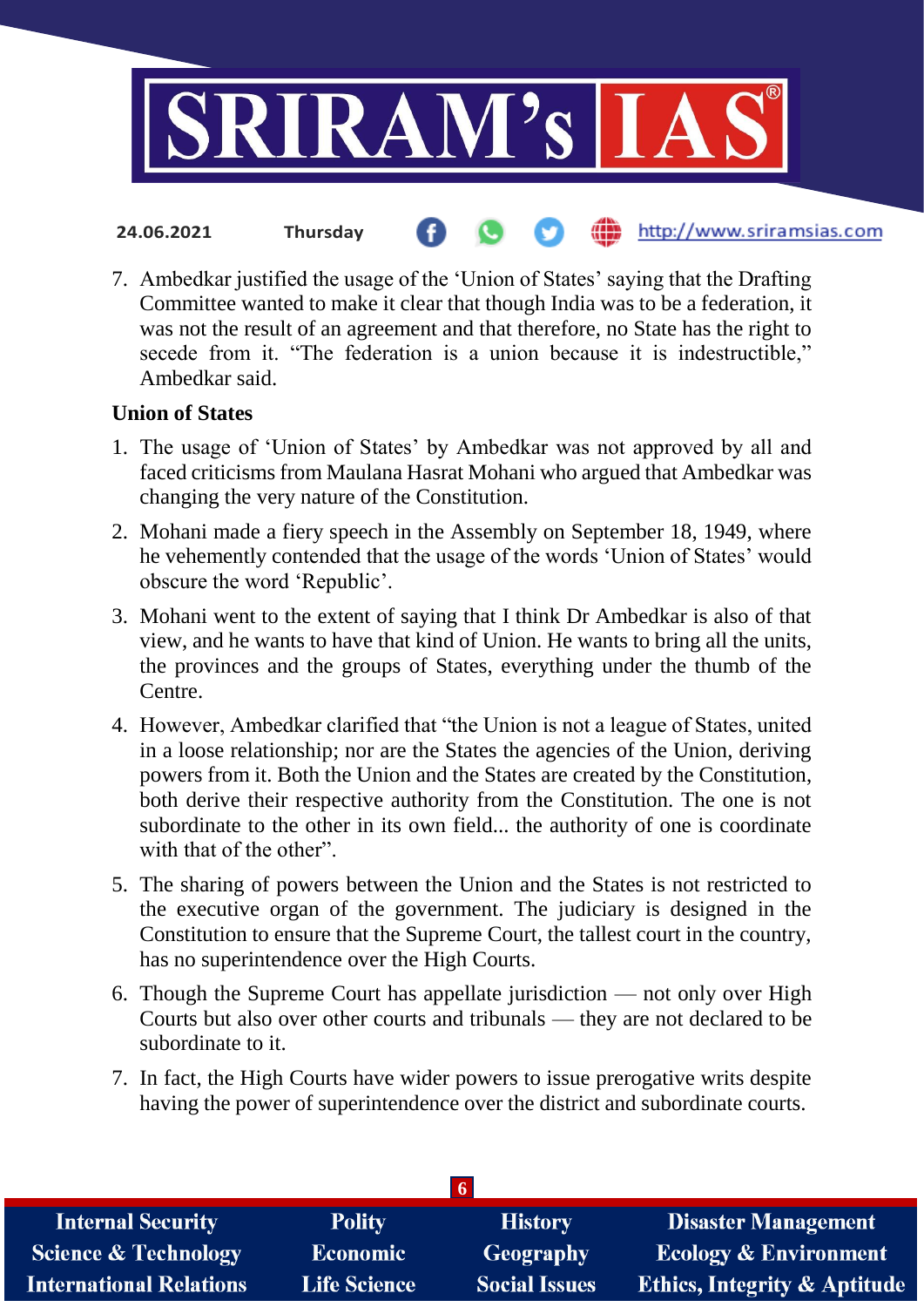7. Ambedkar justified the usage of the 'Union of States' saying that the Drafting Committee wanted to make it clear that though India was to be a federation, it was not the result of an agreement and that therefore, no State has the right to secede from it. "The federation is a union because it is indestructible," Ambedkar said.

**Union of States**

1. The usage of 'Union of States' by Ambedkar was not approved by all and faced criticisms from Maulana Hasrat Mohani who argued that Ambedkar was changing the very nature of the Constitution.
2. Mohani made a fiery speech in the Assembly on September 18, 1949, where he vehemently contended that the usage of the words 'Union of States' would obscure the word 'Republic'.
3. Mohani went to the extent of saying that I think Dr Ambedkar is also of that view, and he wants to have that kind of Union. He wants to bring all the units, the provinces and the groups of States, everything under the thumb of the Centre.
4. However, Ambedkar clarified that "the Union is not a league of States, united in a loose relationship; nor are the States the agencies of the Union, deriving powers from it. Both the Union and the States are created by the Constitution, both derive their respective authority from the Constitution. The one is not subordinate to the other in its own field... the authority of one is coordinate with that of the other".
5. The sharing of powers between the Union and the States is not restricted to the executive organ of the government. The judiciary is designed in the Constitution to ensure that the Supreme Court, the tallest court in the country, has no superintendence over the High Courts.
6. Though the Supreme Court has appellate jurisdiction — not only over High Courts but also over other courts and tribunals — they are not declared to be subordinate to it.
7. In fact, the High Courts have wider powers to issue prerogative writs despite having the power of superintendence over the district and subordinate courts.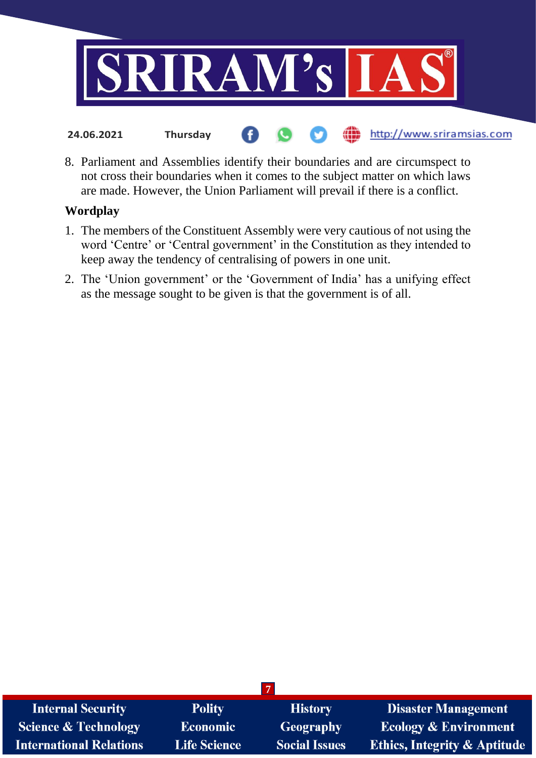8. Parliament and Assemblies identify their boundaries and are circumspect to not cross their boundaries when it comes to the subject matter on which laws are made. However, the Union Parliament will prevail if there is a conflict.

**Wordplay**

1. The members of the Constituent Assembly were very cautious of not using the word 'Centre' or 'Central government' in the Constitution as they intended to keep away the tendency of centralising of powers in one unit.
2. The 'Union government' or the 'Government of India' has a unifying effect as the message sought to be given is that the government is of all.